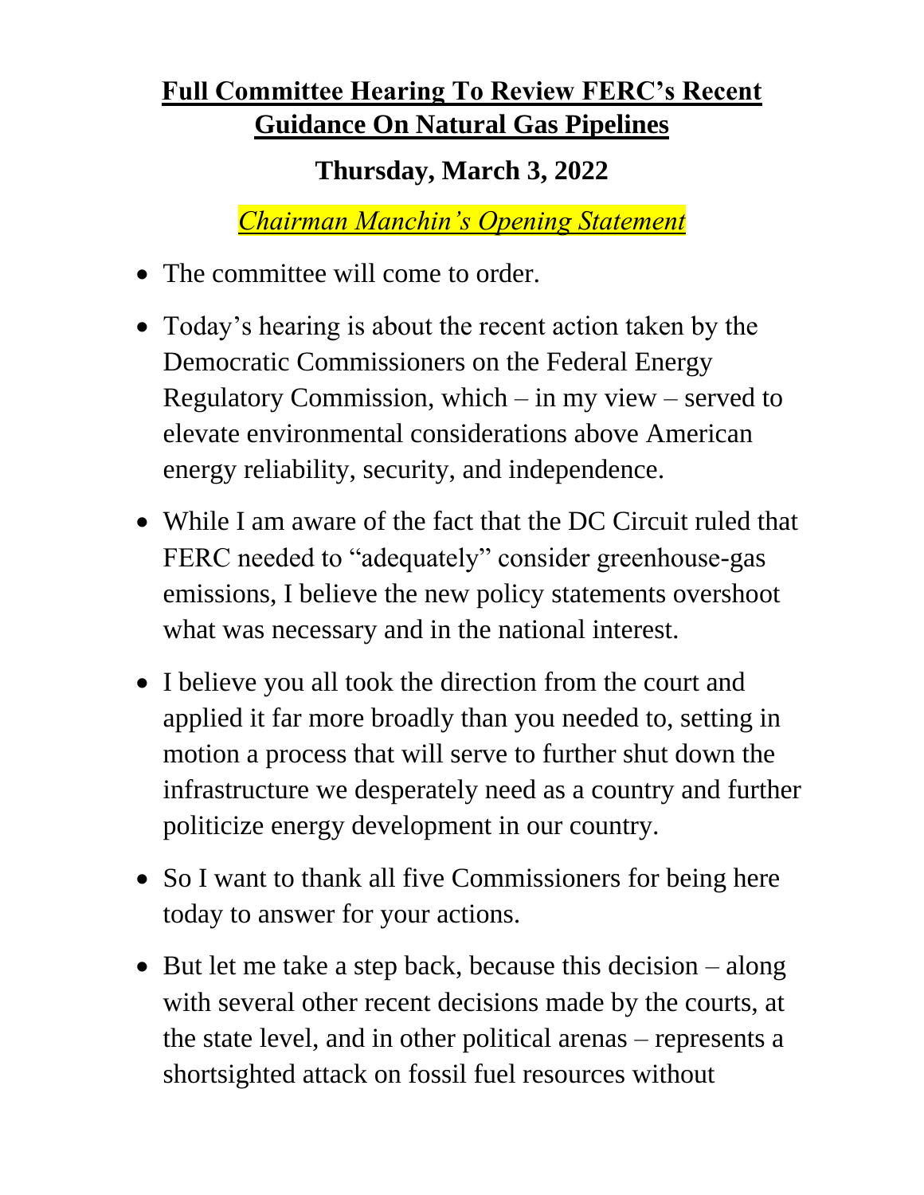# Full Committee Hearing To Review FERC's Recent Guidance On Natural Gas Pipelines

## Thursday, March 3, 2022

*Chairman Manchin's Opening Statement*

- The committee will come to order.
- Today's hearing is about the recent action taken by the Democratic Commissioners on the Federal Energy Regulatory Commission, which – in my view – served to elevate environmental considerations above American energy reliability, security, and independence.
- While I am aware of the fact that the DC Circuit ruled that FERC needed to "adequately" consider greenhouse-gas emissions, I believe the new policy statements overshoot what was necessary and in the national interest.
- I believe you all took the direction from the court and applied it far more broadly than you needed to, setting in motion a process that will serve to further shut down the infrastructure we desperately need as a country and further politicize energy development in our country.
- So I want to thank all five Commissioners for being here today to answer for your actions.
- But let me take a step back, because this decision – along with several other recent decisions made by the courts, at the state level, and in other political arenas – represents a shortsighted attack on fossil fuel resources without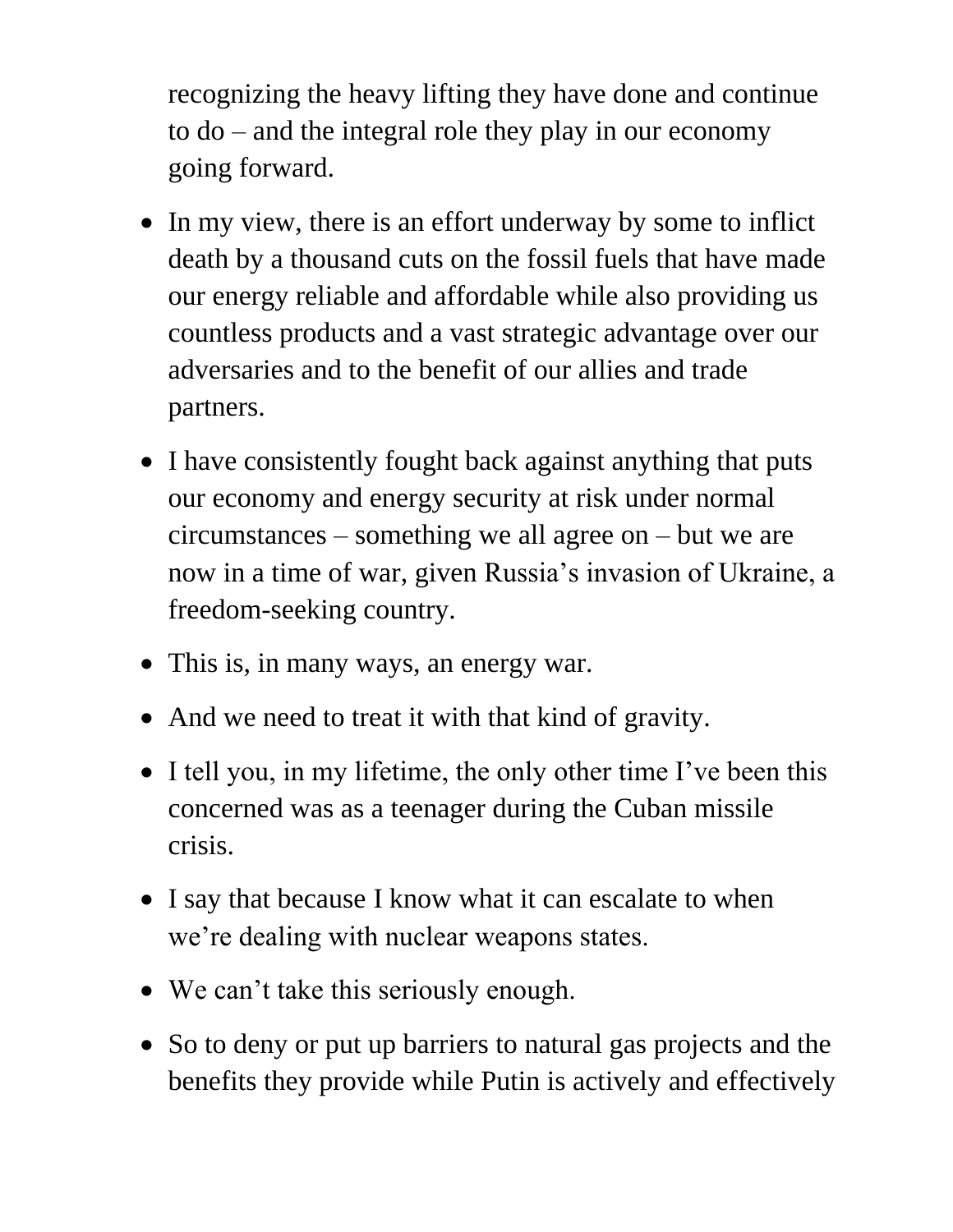recognizing the heavy lifting they have done and continue to do – and the integral role they play in our economy going forward.

- In my view, there is an effort underway by some to inflict death by a thousand cuts on the fossil fuels that have made our energy reliable and affordable while also providing us countless products and a vast strategic advantage over our adversaries and to the benefit of our allies and trade partners.
- I have consistently fought back against anything that puts our economy and energy security at risk under normal circumstances – something we all agree on – but we are now in a time of war, given Russia's invasion of Ukraine, a freedom-seeking country.
- This is, in many ways, an energy war.
- And we need to treat it with that kind of gravity.
- I tell you, in my lifetime, the only other time I've been this concerned was as a teenager during the Cuban missile crisis.
- I say that because I know what it can escalate to when we're dealing with nuclear weapons states.
- We can't take this seriously enough.
- So to deny or put up barriers to natural gas projects and the benefits they provide while Putin is actively and effectively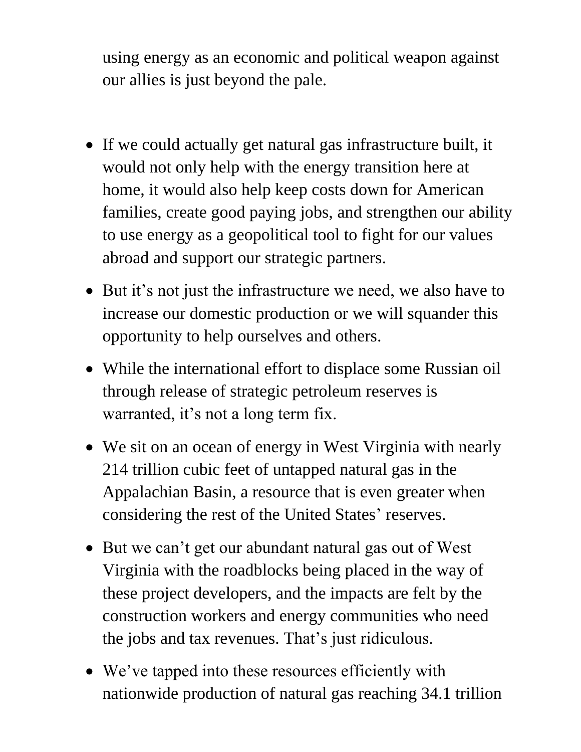using energy as an economic and political weapon against our allies is just beyond the pale.

- If we could actually get natural gas infrastructure built, it would not only help with the energy transition here at home, it would also help keep costs down for American families, create good paying jobs, and strengthen our ability to use energy as a geopolitical tool to fight for our values abroad and support our strategic partners.
- But it's not just the infrastructure we need, we also have to increase our domestic production or we will squander this opportunity to help ourselves and others.
- While the international effort to displace some Russian oil through release of strategic petroleum reserves is warranted, it's not a long term fix.
- We sit on an ocean of energy in West Virginia with nearly 214 trillion cubic feet of untapped natural gas in the Appalachian Basin, a resource that is even greater when considering the rest of the United States' reserves.
- But we can't get our abundant natural gas out of West Virginia with the roadblocks being placed in the way of these project developers, and the impacts are felt by the construction workers and energy communities who need the jobs and tax revenues. That's just ridiculous.
- We've tapped into these resources efficiently with nationwide production of natural gas reaching 34.1 trillion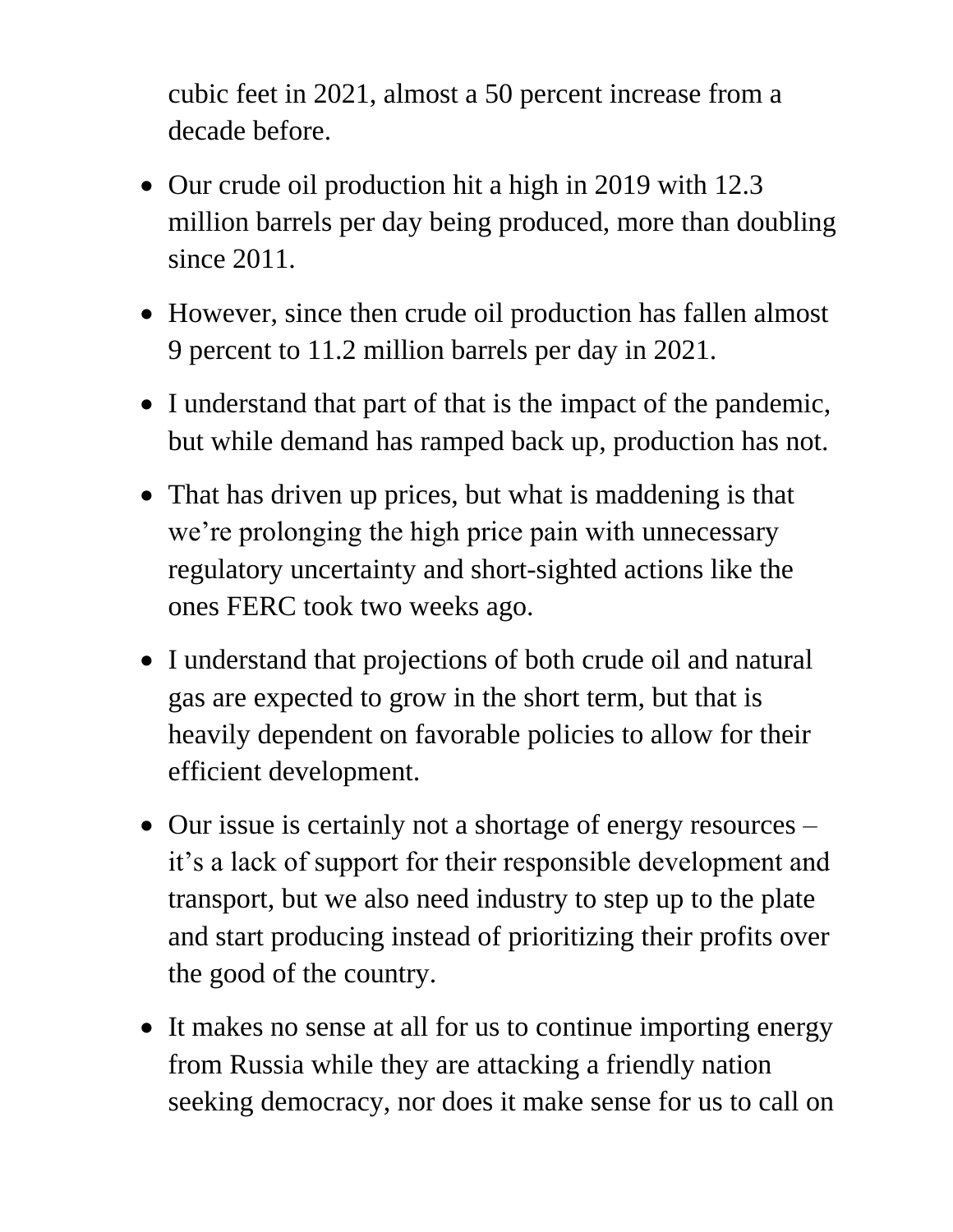cubic feet in 2021, almost a 50 percent increase from a decade before.

- Our crude oil production hit a high in 2019 with 12.3 million barrels per day being produced, more than doubling since 2011.
- However, since then crude oil production has fallen almost 9 percent to 11.2 million barrels per day in 2021.
- I understand that part of that is the impact of the pandemic, but while demand has ramped back up, production has not.
- That has driven up prices, but what is maddening is that we're prolonging the high price pain with unnecessary regulatory uncertainty and short-sighted actions like the ones FERC took two weeks ago.
- I understand that projections of both crude oil and natural gas are expected to grow in the short term, but that is heavily dependent on favorable policies to allow for their efficient development.
- Our issue is certainly not a shortage of energy resources – it's a lack of support for their responsible development and transport, but we also need industry to step up to the plate and start producing instead of prioritizing their profits over the good of the country.
- It makes no sense at all for us to continue importing energy from Russia while they are attacking a friendly nation seeking democracy, nor does it make sense for us to call on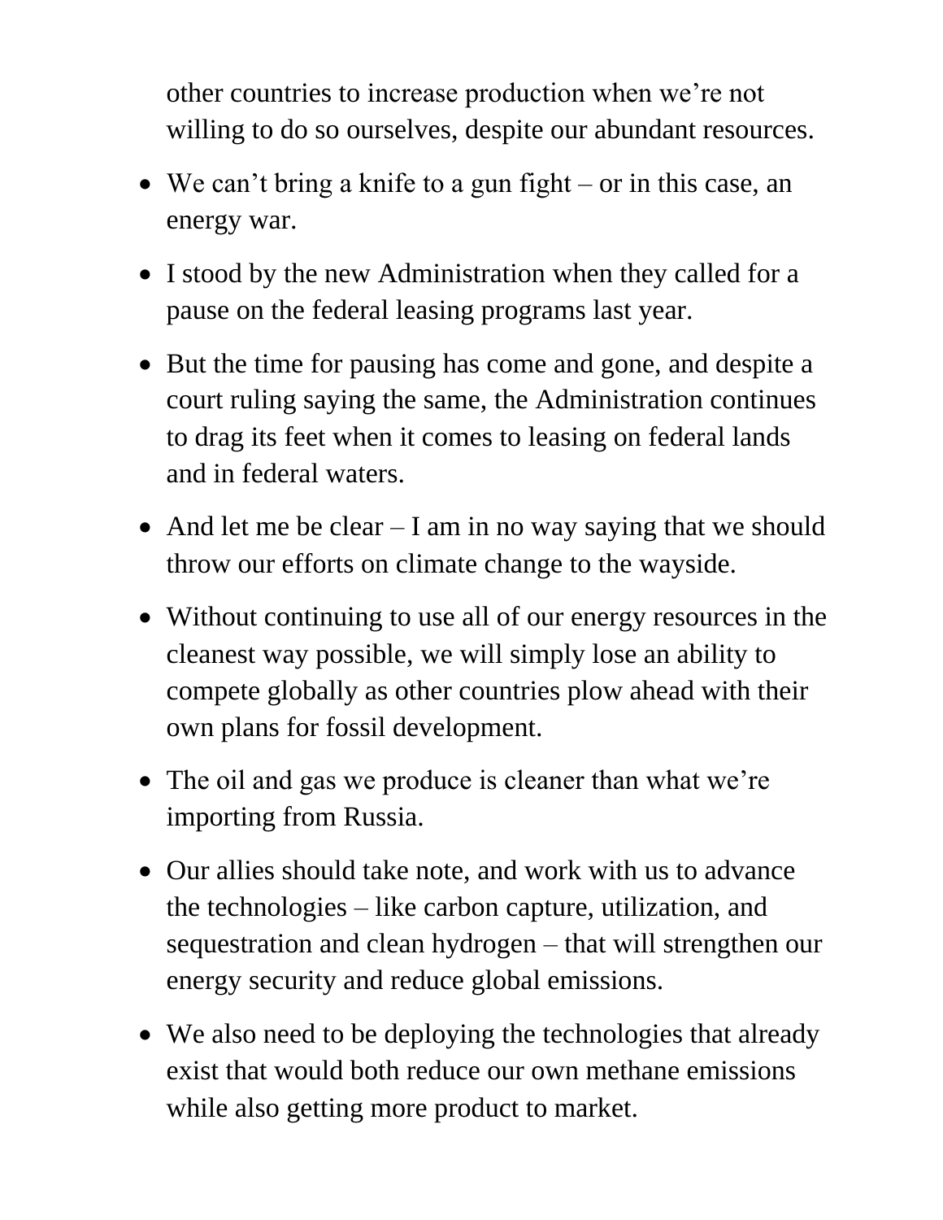other countries to increase production when we're not willing to do so ourselves, despite our abundant resources.

- We can't bring a knife to a gun fight – or in this case, an energy war.
- I stood by the new Administration when they called for a pause on the federal leasing programs last year.
- But the time for pausing has come and gone, and despite a court ruling saying the same, the Administration continues to drag its feet when it comes to leasing on federal lands and in federal waters.
- And let me be clear – I am in no way saying that we should throw our efforts on climate change to the wayside.
- Without continuing to use all of our energy resources in the cleanest way possible, we will simply lose an ability to compete globally as other countries plow ahead with their own plans for fossil development.
- The oil and gas we produce is cleaner than what we're importing from Russia.
- Our allies should take note, and work with us to advance the technologies – like carbon capture, utilization, and sequestration and clean hydrogen – that will strengthen our energy security and reduce global emissions.
- We also need to be deploying the technologies that already exist that would both reduce our own methane emissions while also getting more product to market.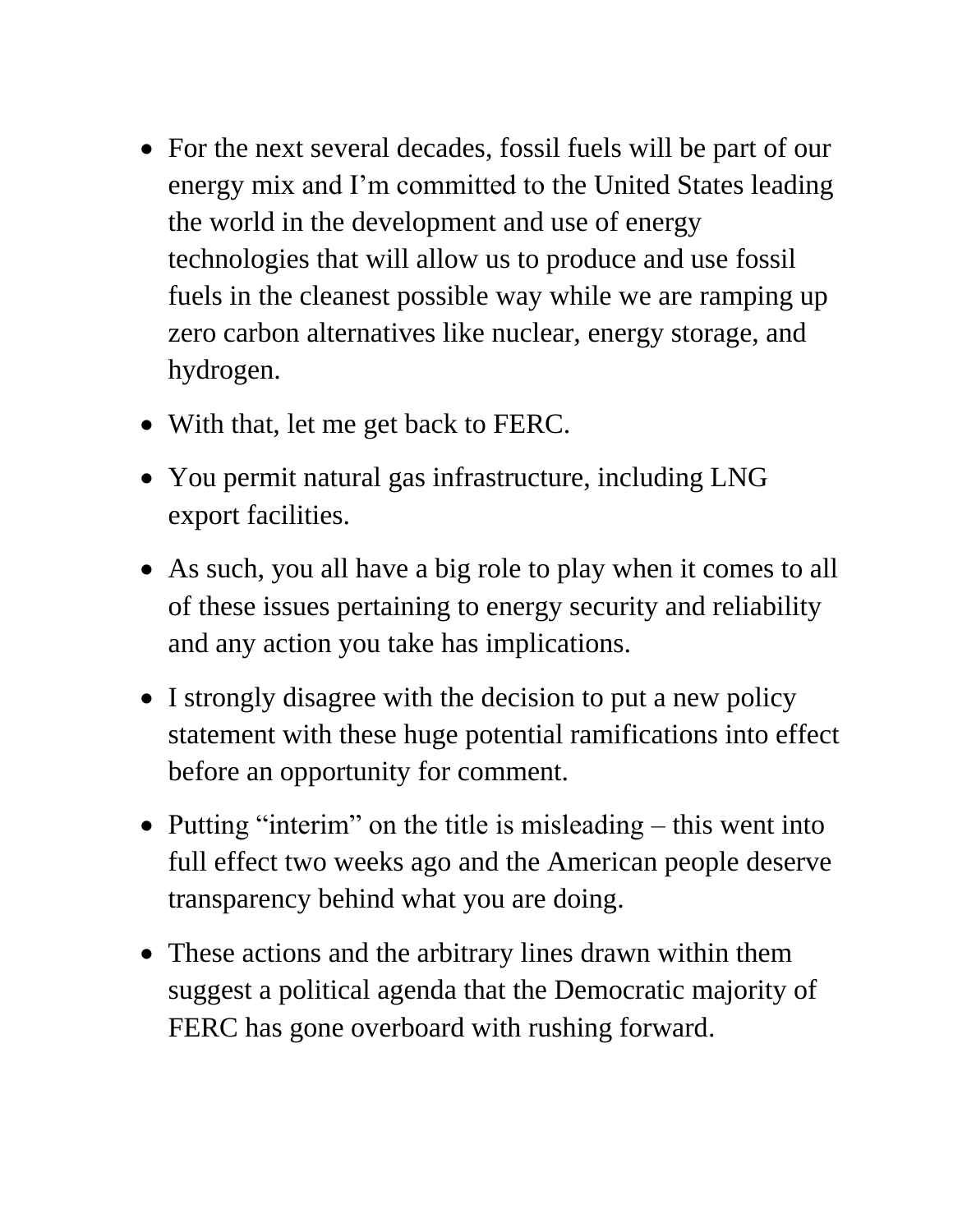- For the next several decades, fossil fuels will be part of our energy mix and I'm committed to the United States leading the world in the development and use of energy technologies that will allow us to produce and use fossil fuels in the cleanest possible way while we are ramping up zero carbon alternatives like nuclear, energy storage, and hydrogen.
- With that, let me get back to FERC.
- You permit natural gas infrastructure, including LNG export facilities.
- As such, you all have a big role to play when it comes to all of these issues pertaining to energy security and reliability and any action you take has implications.
- I strongly disagree with the decision to put a new policy statement with these huge potential ramifications into effect before an opportunity for comment.
- Putting "interim" on the title is misleading – this went into full effect two weeks ago and the American people deserve transparency behind what you are doing.
- These actions and the arbitrary lines drawn within them suggest a political agenda that the Democratic majority of FERC has gone overboard with rushing forward.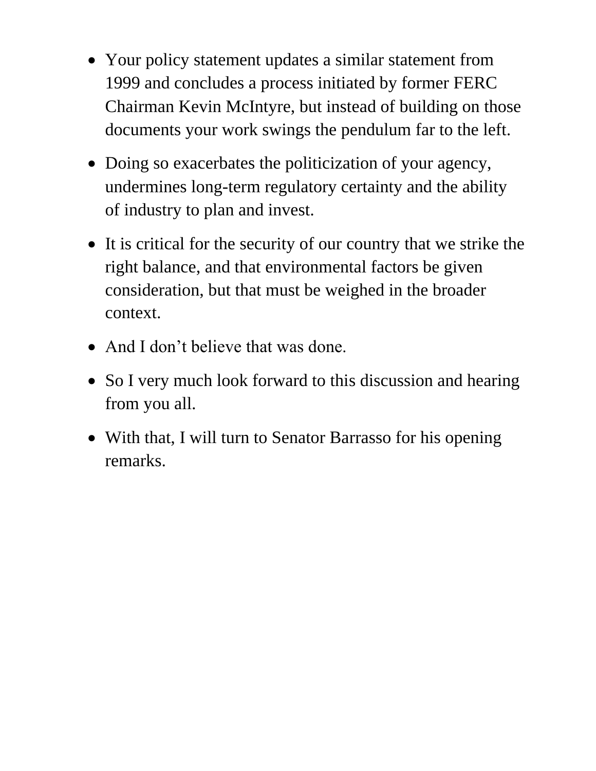- Your policy statement updates a similar statement from 1999 and concludes a process initiated by former FERC Chairman Kevin McIntyre, but instead of building on those documents your work swings the pendulum far to the left.
- Doing so exacerbates the politicization of your agency, undermines long-term regulatory certainty and the ability of industry to plan and invest.
- It is critical for the security of our country that we strike the right balance, and that environmental factors be given consideration, but that must be weighed in the broader context.
- And I don't believe that was done.
- So I very much look forward to this discussion and hearing from you all.
- With that, I will turn to Senator Barrasso for his opening remarks.